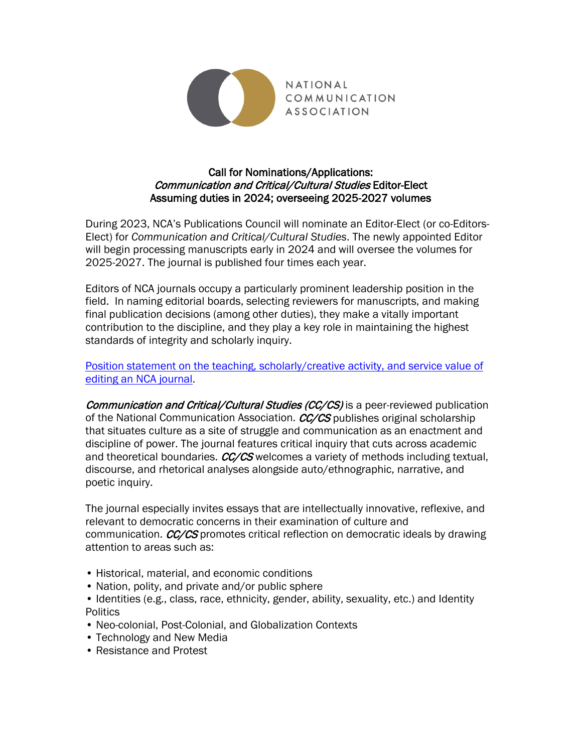NATIONAL COMMUNICATION ASSOCIATION

## Call for Nominations/Applications: *Communication and Critical/Cultural Studies* Editor-Elect Assuming duties in 2024; overseeing 2025-2027 volumes

During 2023, NCA's Publications Council will nominate an Editor-Elect (or co-Editors-Elect) for *Communication and Critical/Cultural Studies*. The newly appointed Editor will begin processing manuscripts early in 2024 and will oversee the volumes for 2025-2027. The journal is published four times each year.

Editors of NCA journals occupy a particularly prominent leadership position in the field. In naming editorial boards, selecting reviewers for manuscripts, and making final publication decisions (among other duties), they make a vitally important contribution to the discipline, and they play a key role in maintaining the highest standards of integrity and scholarly inquiry.

[Position statement on the teaching, scholarly/creative activity, and service value of editing an NCA journal].

***Communication and Critical/Cultural Studies (CC/CS)*** is a peer-reviewed publication of the National Communication Association. ***CC/CS*** publishes original scholarship that situates culture as a site of struggle and communication as an enactment and discipline of power. The journal features critical inquiry that cuts across academic and theoretical boundaries. ***CC/CS*** welcomes a variety of methods including textual, discourse, and rhetorical analyses alongside auto/ethnographic, narrative, and poetic inquiry.

The journal especially invites essays that are intellectually innovative, reflexive, and relevant to democratic concerns in their examination of culture and communication. ***CC/CS*** promotes critical reflection on democratic ideals by drawing attention to areas such as:

- Historical, material, and economic conditions
- Nation, polity, and private and/or public sphere
- Identities (e.g., class, race, ethnicity, gender, ability, sexuality, etc.) and Identity Politics
- Neo-colonial, Post-Colonial, and Globalization Contexts
- Technology and New Media
- Resistance and Protest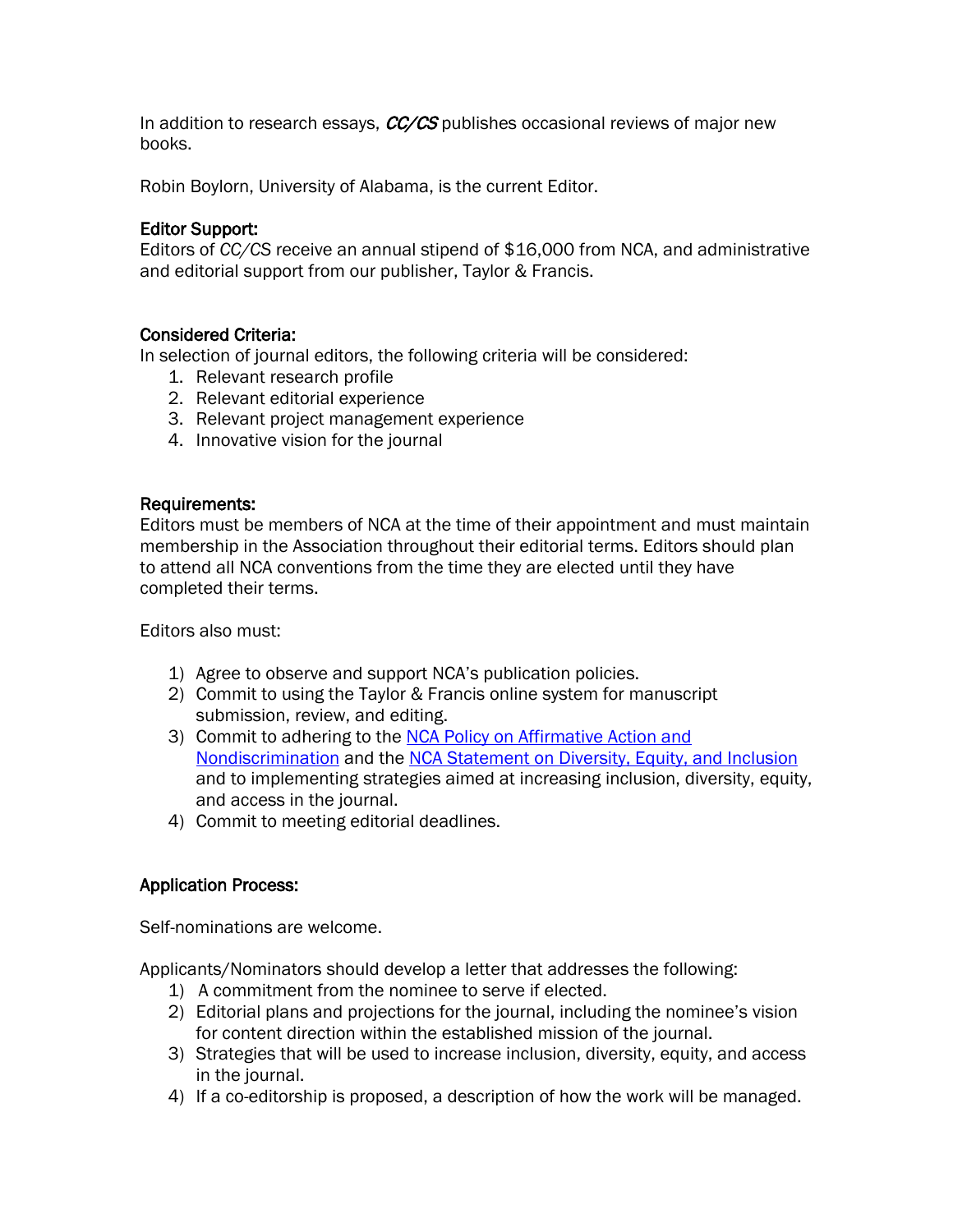In addition to research essays, *CC/CS* publishes occasional reviews of major new books.

Robin Boylorn, University of Alabama, is the current Editor.

**Editor Support:**

Editors of *CC/CS* receive an annual stipend of $16,000 from NCA, and administrative and editorial support from our publisher, Taylor & Francis.

**Considered Criteria:**

In selection of journal editors, the following criteria will be considered:

1. Relevant research profile
2. Relevant editorial experience
3. Relevant project management experience
4. Innovative vision for the journal

**Requirements:**

Editors must be members of NCA at the time of their appointment and must maintain membership in the Association throughout their editorial terms. Editors should plan to attend all NCA conventions from the time they are elected until they have completed their terms.

Editors also must:

1) Agree to observe and support NCA's publication policies.
2) Commit to using the Taylor & Francis online system for manuscript submission, review, and editing.
3) Commit to adhering to the NCA Policy on Affirmative Action and Nondiscrimination and the NCA Statement on Diversity, Equity, and Inclusion and to implementing strategies aimed at increasing inclusion, diversity, equity, and access in the journal.
4) Commit to meeting editorial deadlines.

**Application Process:**

Self-nominations are welcome.

Applicants/Nominators should develop a letter that addresses the following:

1) A commitment from the nominee to serve if elected.
2) Editorial plans and projections for the journal, including the nominee's vision for content direction within the established mission of the journal.
3) Strategies that will be used to increase inclusion, diversity, equity, and access in the journal.
4) If a co-editorship is proposed, a description of how the work will be managed.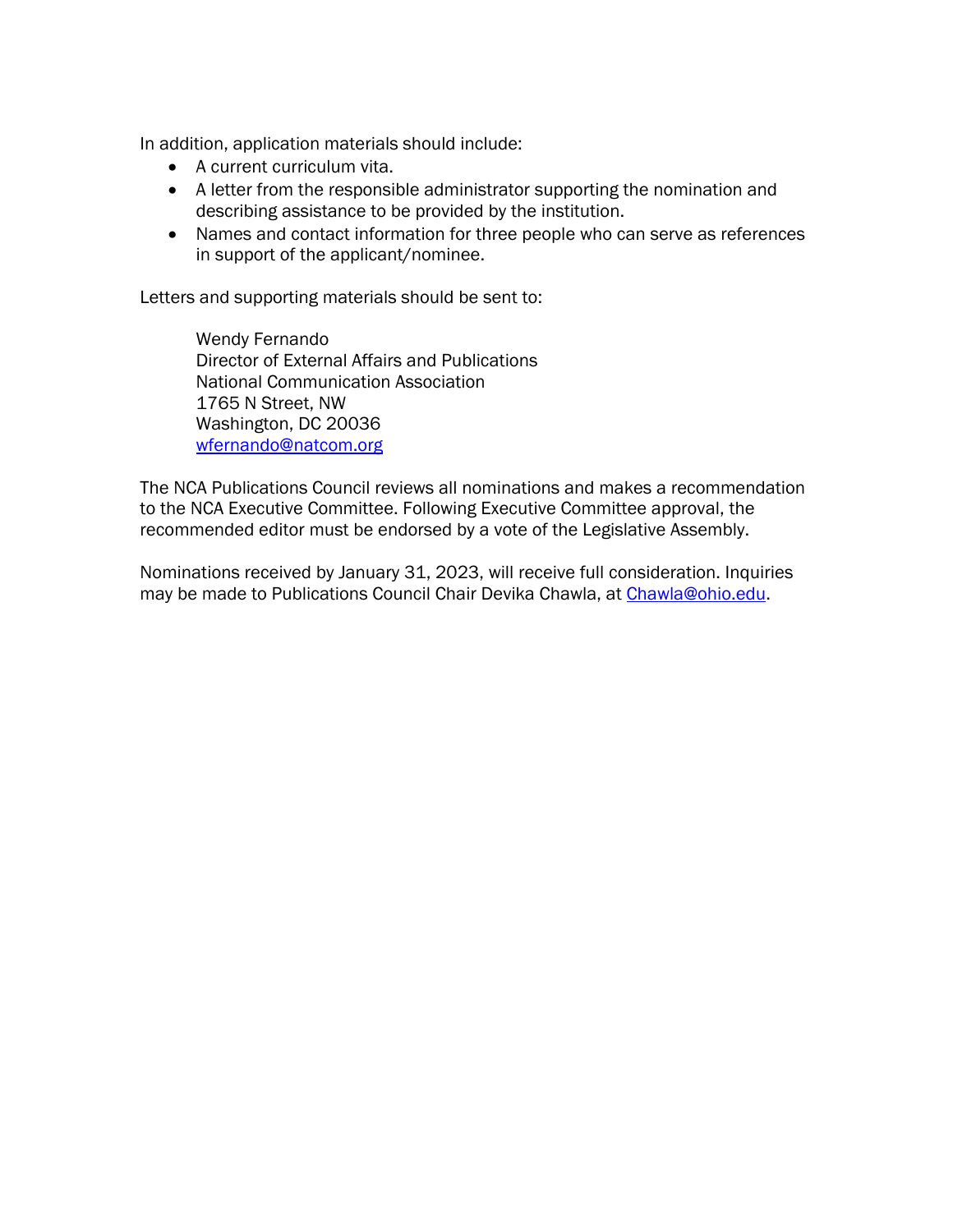In addition, application materials should include:

- A current curriculum vita.
- A letter from the responsible administrator supporting the nomination and describing assistance to be provided by the institution.
- Names and contact information for three people who can serve as references in support of the applicant/nominee.

Letters and supporting materials should be sent to:

Wendy Fernando
Director of External Affairs and Publications
National Communication Association
1765 N Street, NW
Washington, DC 20036
wfernando@natcom.org

The NCA Publications Council reviews all nominations and makes a recommendation to the NCA Executive Committee. Following Executive Committee approval, the recommended editor must be endorsed by a vote of the Legislative Assembly.

Nominations received by January 31, 2023, will receive full consideration. Inquiries may be made to Publications Council Chair Devika Chawla, at Chawla@ohio.edu.